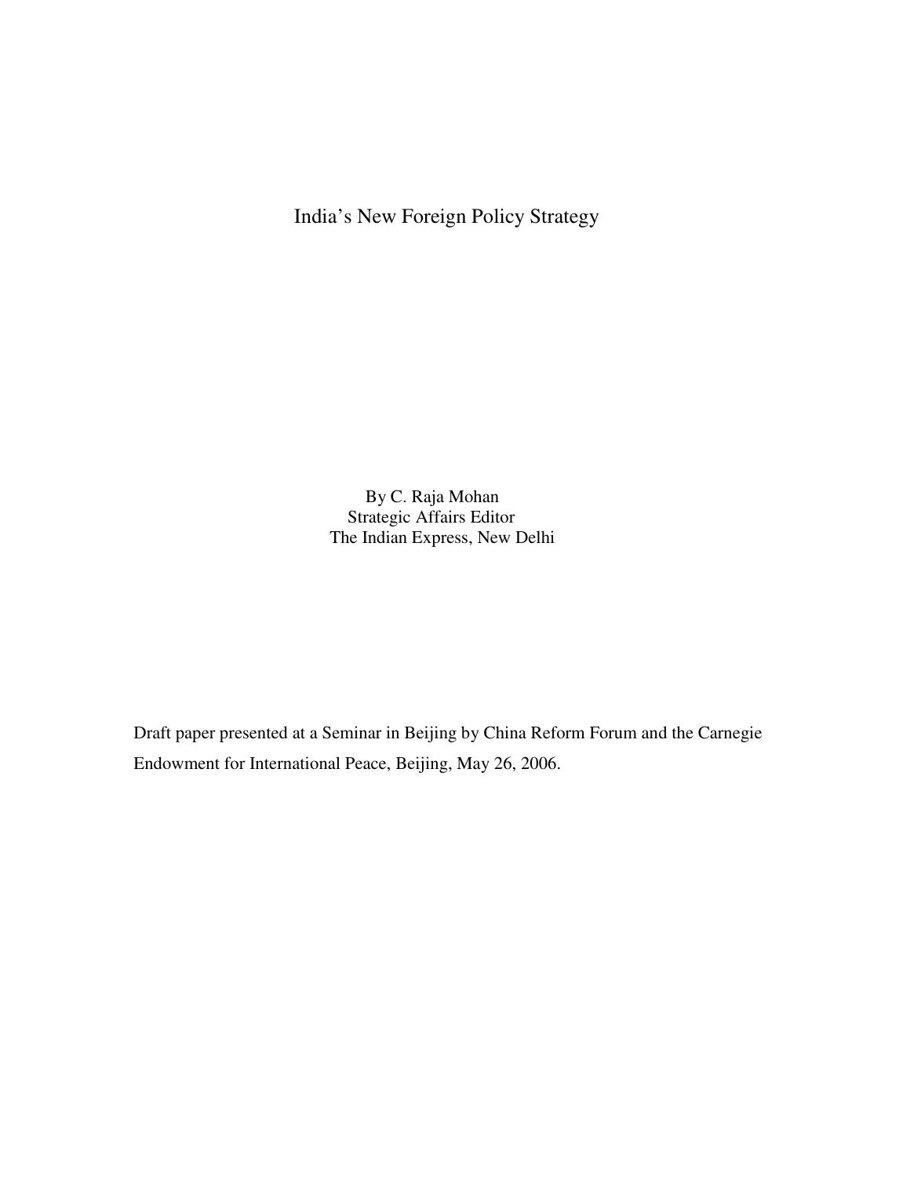# India's New Foreign Policy Strategy

By C. Raja Mohan
Strategic Affairs Editor
The Indian Express, New Delhi

Draft paper presented at a Seminar in Beijing by China Reform Forum and the Carnegie Endowment for International Peace, Beijing, May 26, 2006.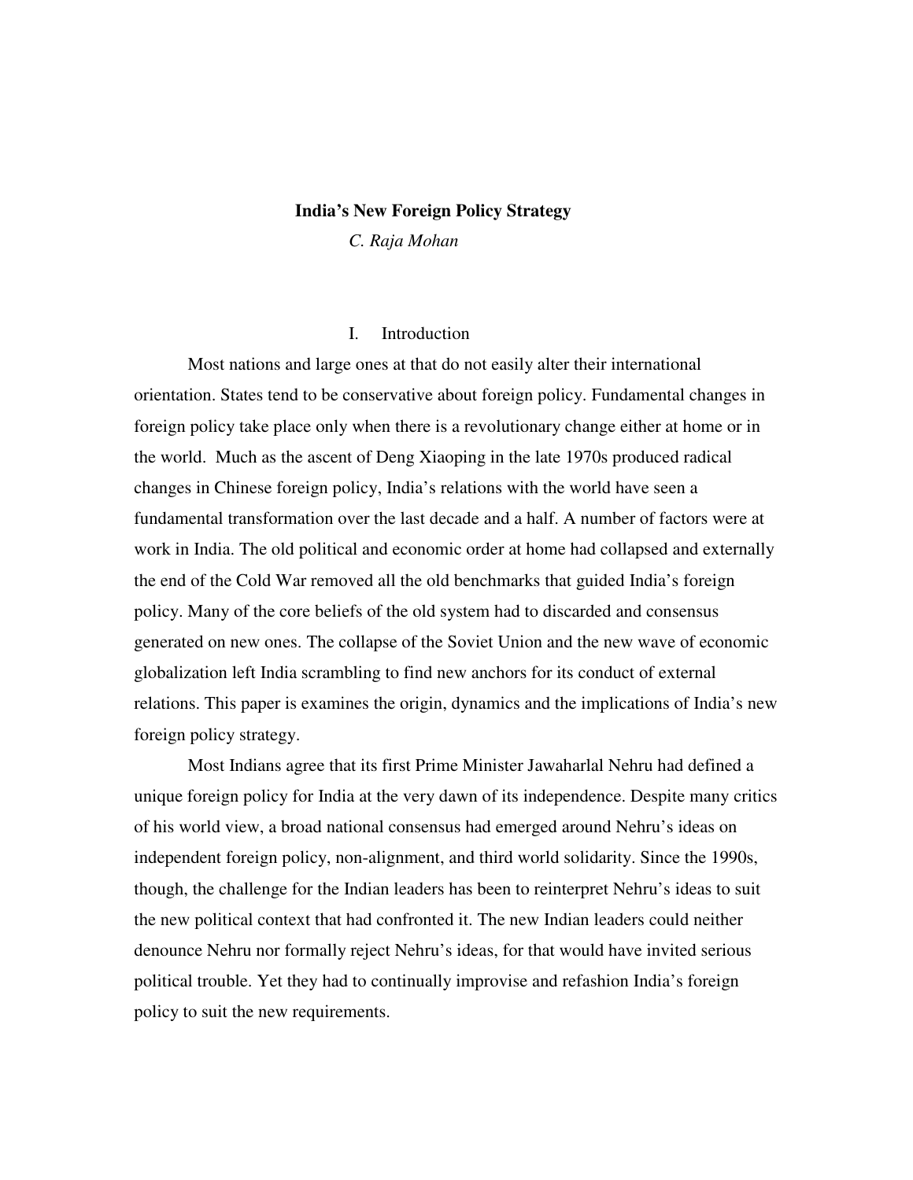# India's New Foreign Policy Strategy

*C. Raja Mohan*

## I. Introduction

Most nations and large ones at that do not easily alter their international orientation. States tend to be conservative about foreign policy. Fundamental changes in foreign policy take place only when there is a revolutionary change either at home or in the world. Much as the ascent of Deng Xiaoping in the late 1970s produced radical changes in Chinese foreign policy, India's relations with the world have seen a fundamental transformation over the last decade and a half. A number of factors were at work in India. The old political and economic order at home had collapsed and externally the end of the Cold War removed all the old benchmarks that guided India's foreign policy. Many of the core beliefs of the old system had to discarded and consensus generated on new ones. The collapse of the Soviet Union and the new wave of economic globalization left India scrambling to find new anchors for its conduct of external relations. This paper is examines the origin, dynamics and the implications of India's new foreign policy strategy.

Most Indians agree that its first Prime Minister Jawaharlal Nehru had defined a unique foreign policy for India at the very dawn of its independence. Despite many critics of his world view, a broad national consensus had emerged around Nehru's ideas on independent foreign policy, non-alignment, and third world solidarity. Since the 1990s, though, the challenge for the Indian leaders has been to reinterpret Nehru's ideas to suit the new political context that had confronted it. The new Indian leaders could neither denounce Nehru nor formally reject Nehru's ideas, for that would have invited serious political trouble. Yet they had to continually improvise and refashion India's foreign policy to suit the new requirements.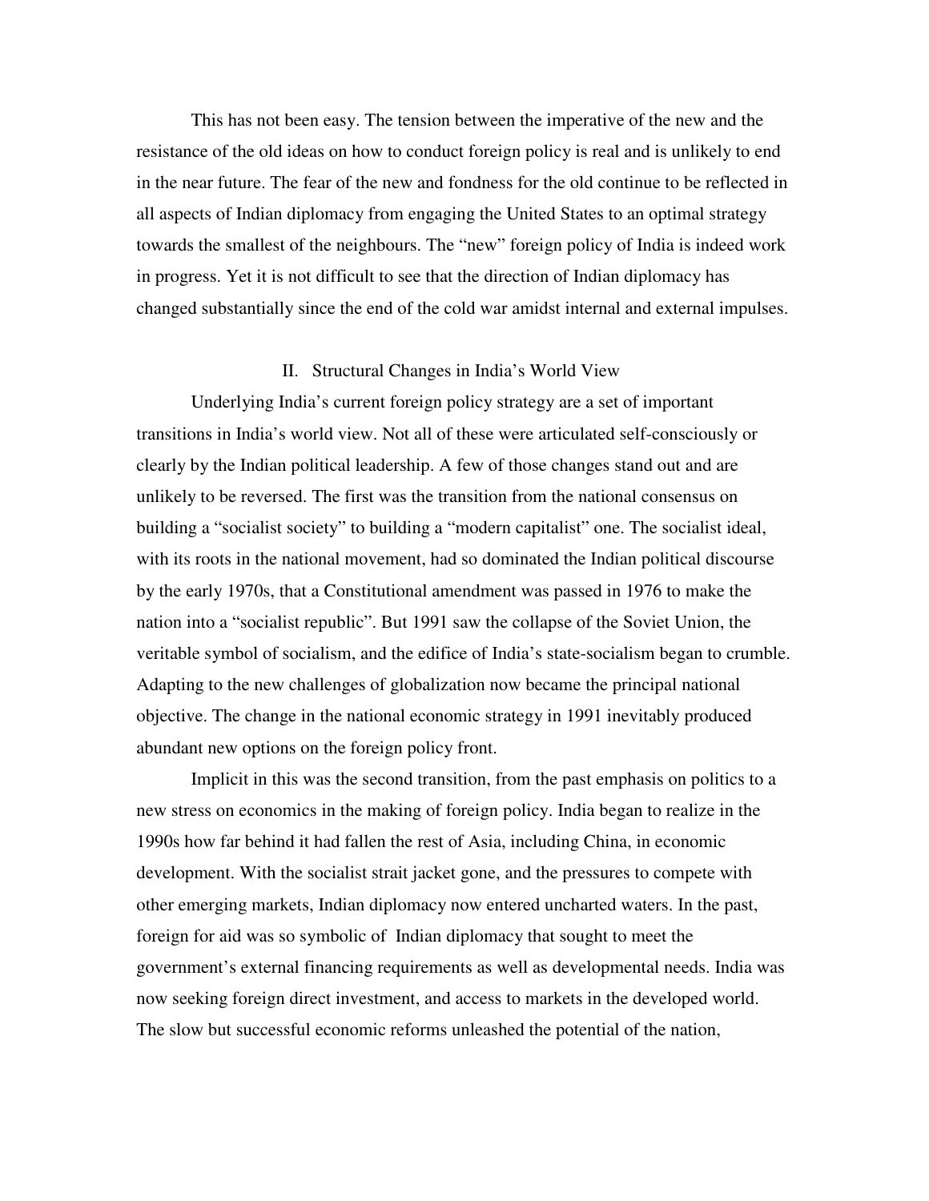This has not been easy. The tension between the imperative of the new and the resistance of the old ideas on how to conduct foreign policy is real and is unlikely to end in the near future. The fear of the new and fondness for the old continue to be reflected in all aspects of Indian diplomacy from engaging the United States to an optimal strategy towards the smallest of the neighbours. The "new" foreign policy of India is indeed work in progress. Yet it is not difficult to see that the direction of Indian diplomacy has changed substantially since the end of the cold war amidst internal and external impulses.

## II. Structural Changes in India's World View

Underlying India's current foreign policy strategy are a set of important transitions in India's world view. Not all of these were articulated self-consciously or clearly by the Indian political leadership. A few of those changes stand out and are unlikely to be reversed. The first was the transition from the national consensus on building a "socialist society" to building a "modern capitalist" one. The socialist ideal, with its roots in the national movement, had so dominated the Indian political discourse by the early 1970s, that a Constitutional amendment was passed in 1976 to make the nation into a "socialist republic". But 1991 saw the collapse of the Soviet Union, the veritable symbol of socialism, and the edifice of India's state-socialism began to crumble. Adapting to the new challenges of globalization now became the principal national objective. The change in the national economic strategy in 1991 inevitably produced abundant new options on the foreign policy front.

Implicit in this was the second transition, from the past emphasis on politics to a new stress on economics in the making of foreign policy. India began to realize in the 1990s how far behind it had fallen the rest of Asia, including China, in economic development. With the socialist strait jacket gone, and the pressures to compete with other emerging markets, Indian diplomacy now entered uncharted waters. In the past, foreign for aid was so symbolic of Indian diplomacy that sought to meet the government's external financing requirements as well as developmental needs. India was now seeking foreign direct investment, and access to markets in the developed world. The slow but successful economic reforms unleashed the potential of the nation,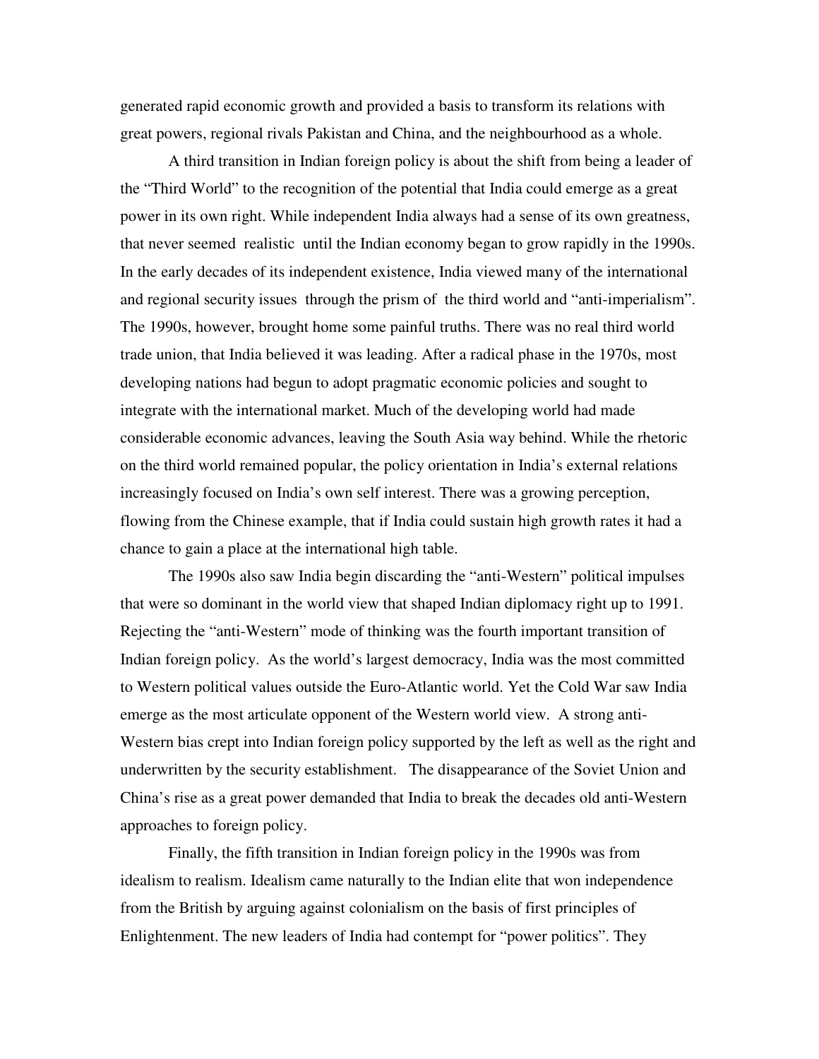generated rapid economic growth and provided a basis to transform its relations with great powers, regional rivals Pakistan and China, and the neighbourhood as a whole.

A third transition in Indian foreign policy is about the shift from being a leader of the "Third World" to the recognition of the potential that India could emerge as a great power in its own right. While independent India always had a sense of its own greatness, that never seemed realistic until the Indian economy began to grow rapidly in the 1990s. In the early decades of its independent existence, India viewed many of the international and regional security issues through the prism of the third world and "anti-imperialism". The 1990s, however, brought home some painful truths. There was no real third world trade union, that India believed it was leading. After a radical phase in the 1970s, most developing nations had begun to adopt pragmatic economic policies and sought to integrate with the international market. Much of the developing world had made considerable economic advances, leaving the South Asia way behind. While the rhetoric on the third world remained popular, the policy orientation in India's external relations increasingly focused on India's own self interest. There was a growing perception, flowing from the Chinese example, that if India could sustain high growth rates it had a chance to gain a place at the international high table.

The 1990s also saw India begin discarding the "anti-Western" political impulses that were so dominant in the world view that shaped Indian diplomacy right up to 1991. Rejecting the "anti-Western" mode of thinking was the fourth important transition of Indian foreign policy. As the world's largest democracy, India was the most committed to Western political values outside the Euro-Atlantic world. Yet the Cold War saw India emerge as the most articulate opponent of the Western world view. A strong anti-Western bias crept into Indian foreign policy supported by the left as well as the right and underwritten by the security establishment. The disappearance of the Soviet Union and China's rise as a great power demanded that India to break the decades old anti-Western approaches to foreign policy.

Finally, the fifth transition in Indian foreign policy in the 1990s was from idealism to realism. Idealism came naturally to the Indian elite that won independence from the British by arguing against colonialism on the basis of first principles of Enlightenment. The new leaders of India had contempt for "power politics". They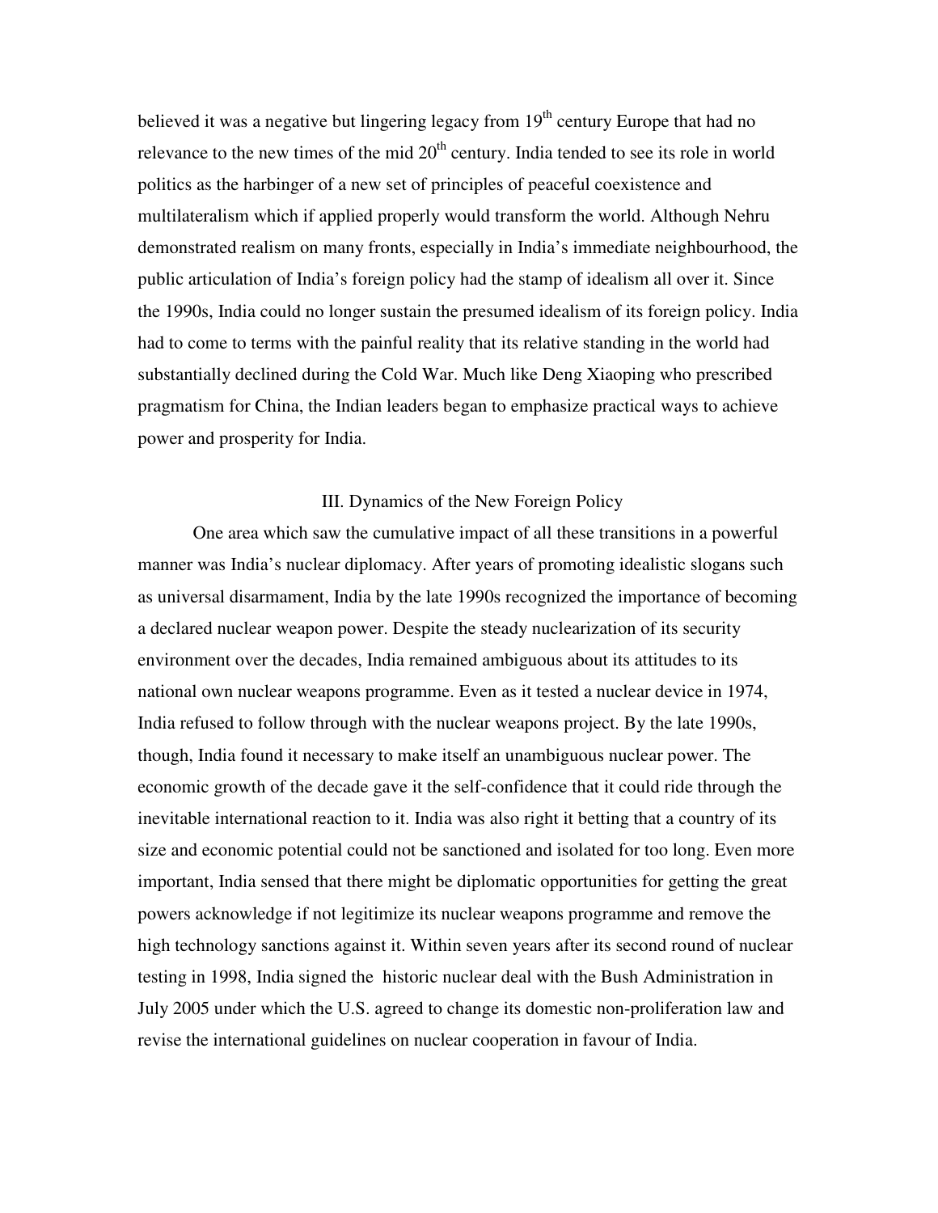believed it was a negative but lingering legacy from 19th century Europe that had no relevance to the new times of the mid 20th century. India tended to see its role in world politics as the harbinger of a new set of principles of peaceful coexistence and multilateralism which if applied properly would transform the world. Although Nehru demonstrated realism on many fronts, especially in India's immediate neighbourhood, the public articulation of India's foreign policy had the stamp of idealism all over it. Since the 1990s, India could no longer sustain the presumed idealism of its foreign policy. India had to come to terms with the painful reality that its relative standing in the world had substantially declined during the Cold War. Much like Deng Xiaoping who prescribed pragmatism for China, the Indian leaders began to emphasize practical ways to achieve power and prosperity for India.

## III. Dynamics of the New Foreign Policy

One area which saw the cumulative impact of all these transitions in a powerful manner was India's nuclear diplomacy. After years of promoting idealistic slogans such as universal disarmament, India by the late 1990s recognized the importance of becoming a declared nuclear weapon power. Despite the steady nuclearization of its security environment over the decades, India remained ambiguous about its attitudes to its national own nuclear weapons programme. Even as it tested a nuclear device in 1974, India refused to follow through with the nuclear weapons project. By the late 1990s, though, India found it necessary to make itself an unambiguous nuclear power. The economic growth of the decade gave it the self-confidence that it could ride through the inevitable international reaction to it. India was also right it betting that a country of its size and economic potential could not be sanctioned and isolated for too long. Even more important, India sensed that there might be diplomatic opportunities for getting the great powers acknowledge if not legitimize its nuclear weapons programme and remove the high technology sanctions against it. Within seven years after its second round of nuclear testing in 1998, India signed the historic nuclear deal with the Bush Administration in July 2005 under which the U.S. agreed to change its domestic non-proliferation law and revise the international guidelines on nuclear cooperation in favour of India.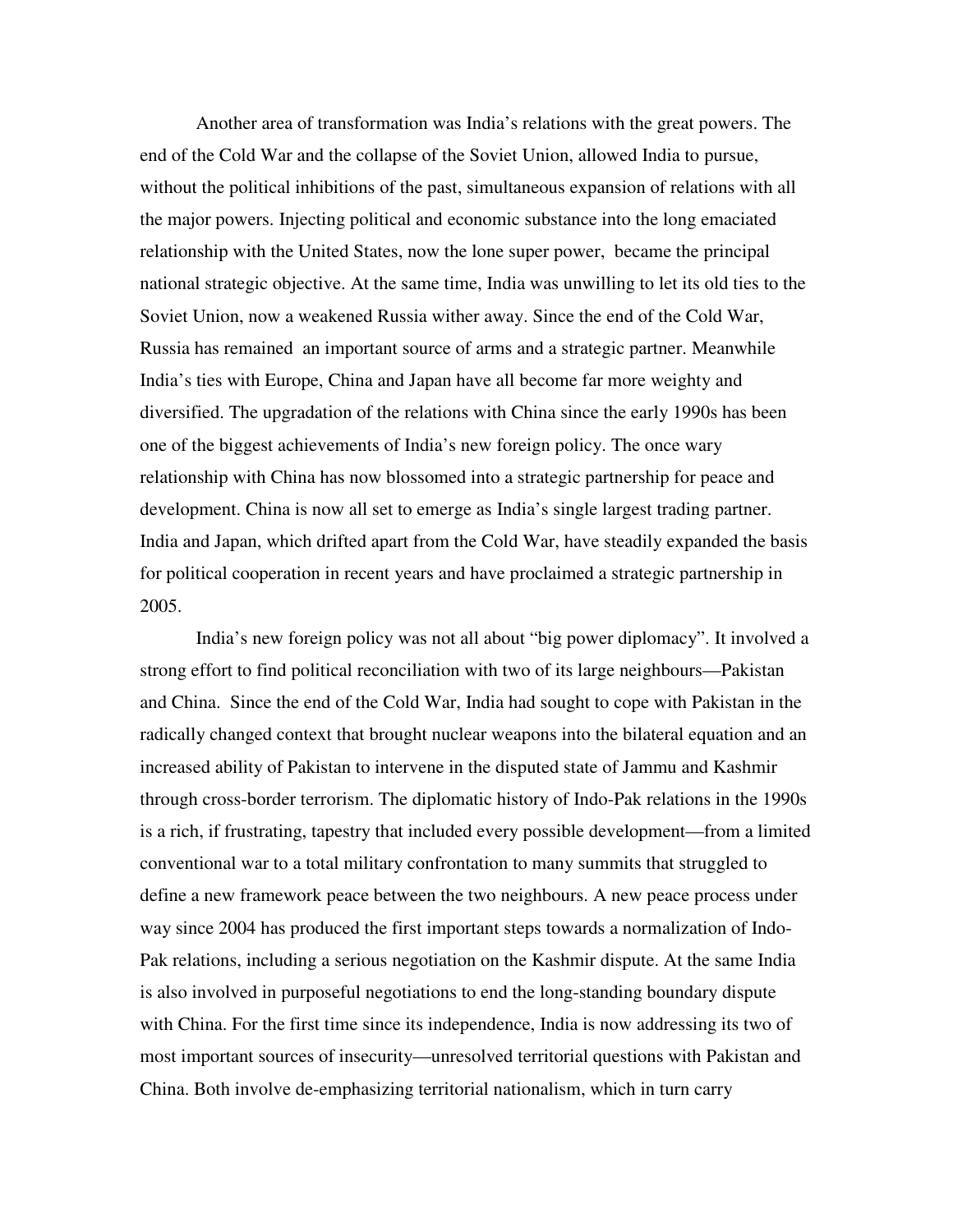Another area of transformation was India's relations with the great powers. The end of the Cold War and the collapse of the Soviet Union, allowed India to pursue, without the political inhibitions of the past, simultaneous expansion of relations with all the major powers. Injecting political and economic substance into the long emaciated relationship with the United States, now the lone super power, became the principal national strategic objective. At the same time, India was unwilling to let its old ties to the Soviet Union, now a weakened Russia wither away. Since the end of the Cold War, Russia has remained an important source of arms and a strategic partner. Meanwhile India's ties with Europe, China and Japan have all become far more weighty and diversified. The upgradation of the relations with China since the early 1990s has been one of the biggest achievements of India's new foreign policy. The once wary relationship with China has now blossomed into a strategic partnership for peace and development. China is now all set to emerge as India's single largest trading partner. India and Japan, which drifted apart from the Cold War, have steadily expanded the basis for political cooperation in recent years and have proclaimed a strategic partnership in 2005.

India's new foreign policy was not all about "big power diplomacy". It involved a strong effort to find political reconciliation with two of its large neighbours—Pakistan and China. Since the end of the Cold War, India had sought to cope with Pakistan in the radically changed context that brought nuclear weapons into the bilateral equation and an increased ability of Pakistan to intervene in the disputed state of Jammu and Kashmir through cross-border terrorism. The diplomatic history of Indo-Pak relations in the 1990s is a rich, if frustrating, tapestry that included every possible development—from a limited conventional war to a total military confrontation to many summits that struggled to define a new framework peace between the two neighbours. A new peace process under way since 2004 has produced the first important steps towards a normalization of Indo-Pak relations, including a serious negotiation on the Kashmir dispute. At the same India is also involved in purposeful negotiations to end the long-standing boundary dispute with China. For the first time since its independence, India is now addressing its two of most important sources of insecurity—unresolved territorial questions with Pakistan and China. Both involve de-emphasizing territorial nationalism, which in turn carry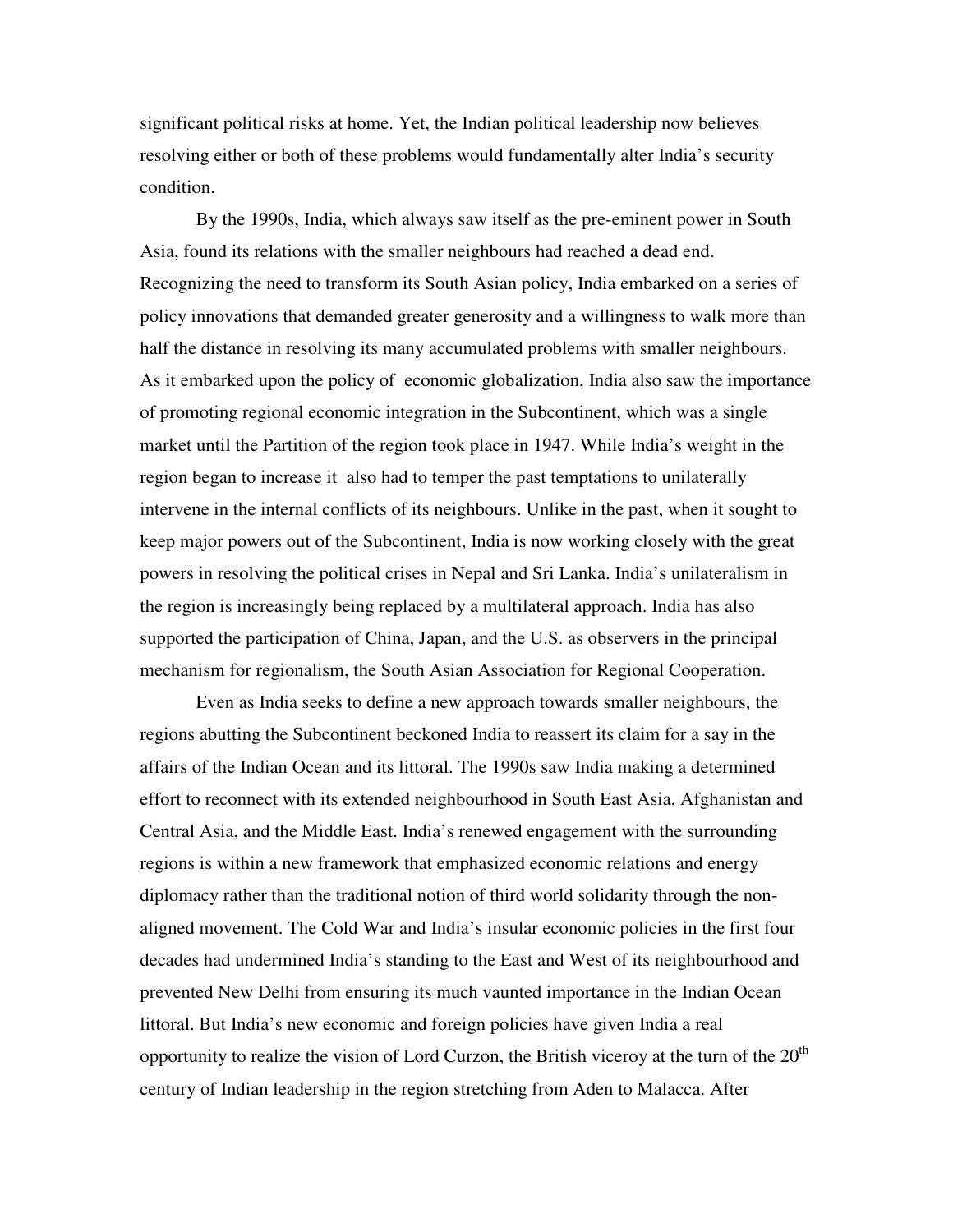significant political risks at home. Yet, the Indian political leadership now believes resolving either or both of these problems would fundamentally alter India's security condition.

By the 1990s, India, which always saw itself as the pre-eminent power in South Asia, found its relations with the smaller neighbours had reached a dead end. Recognizing the need to transform its South Asian policy, India embarked on a series of policy innovations that demanded greater generosity and a willingness to walk more than half the distance in resolving its many accumulated problems with smaller neighbours. As it embarked upon the policy of economic globalization, India also saw the importance of promoting regional economic integration in the Subcontinent, which was a single market until the Partition of the region took place in 1947. While India's weight in the region began to increase it also had to temper the past temptations to unilaterally intervene in the internal conflicts of its neighbours. Unlike in the past, when it sought to keep major powers out of the Subcontinent, India is now working closely with the great powers in resolving the political crises in Nepal and Sri Lanka. India's unilateralism in the region is increasingly being replaced by a multilateral approach. India has also supported the participation of China, Japan, and the U.S. as observers in the principal mechanism for regionalism, the South Asian Association for Regional Cooperation.

Even as India seeks to define a new approach towards smaller neighbours, the regions abutting the Subcontinent beckoned India to reassert its claim for a say in the affairs of the Indian Ocean and its littoral. The 1990s saw India making a determined effort to reconnect with its extended neighbourhood in South East Asia, Afghanistan and Central Asia, and the Middle East. India's renewed engagement with the surrounding regions is within a new framework that emphasized economic relations and energy diplomacy rather than the traditional notion of third world solidarity through the non-aligned movement. The Cold War and India's insular economic policies in the first four decades had undermined India's standing to the East and West of its neighbourhood and prevented New Delhi from ensuring its much vaunted importance in the Indian Ocean littoral. But India's new economic and foreign policies have given India a real opportunity to realize the vision of Lord Curzon, the British viceroy at the turn of the 20th century of Indian leadership in the region stretching from Aden to Malacca. After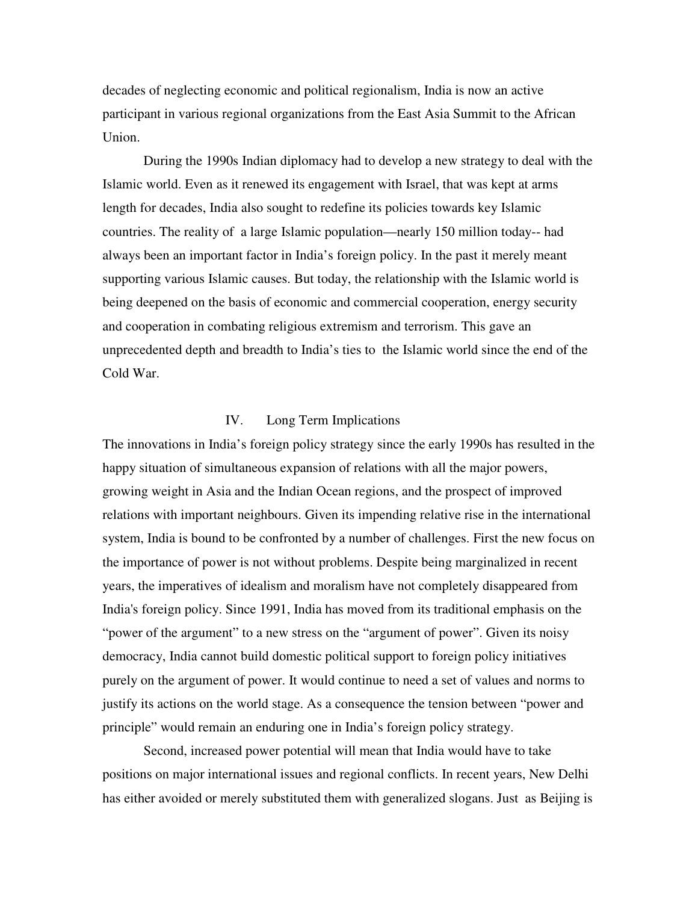decades of neglecting economic and political regionalism, India is now an active participant in various regional organizations from the East Asia Summit to the African Union.

During the 1990s Indian diplomacy had to develop a new strategy to deal with the Islamic world. Even as it renewed its engagement with Israel, that was kept at arms length for decades, India also sought to redefine its policies towards key Islamic countries. The reality of a large Islamic population—nearly 150 million today-- had always been an important factor in India's foreign policy. In the past it merely meant supporting various Islamic causes. But today, the relationship with the Islamic world is being deepened on the basis of economic and commercial cooperation, energy security and cooperation in combating religious extremism and terrorism. This gave an unprecedented depth and breadth to India's ties to the Islamic world since the end of the Cold War.

## IV. Long Term Implications

The innovations in India's foreign policy strategy since the early 1990s has resulted in the happy situation of simultaneous expansion of relations with all the major powers, growing weight in Asia and the Indian Ocean regions, and the prospect of improved relations with important neighbours. Given its impending relative rise in the international system, India is bound to be confronted by a number of challenges. First the new focus on the importance of power is not without problems. Despite being marginalized in recent years, the imperatives of idealism and moralism have not completely disappeared from India's foreign policy. Since 1991, India has moved from its traditional emphasis on the "power of the argument" to a new stress on the "argument of power". Given its noisy democracy, India cannot build domestic political support to foreign policy initiatives purely on the argument of power. It would continue to need a set of values and norms to justify its actions on the world stage. As a consequence the tension between "power and principle" would remain an enduring one in India's foreign policy strategy.

Second, increased power potential will mean that India would have to take positions on major international issues and regional conflicts. In recent years, New Delhi has either avoided or merely substituted them with generalized slogans. Just as Beijing is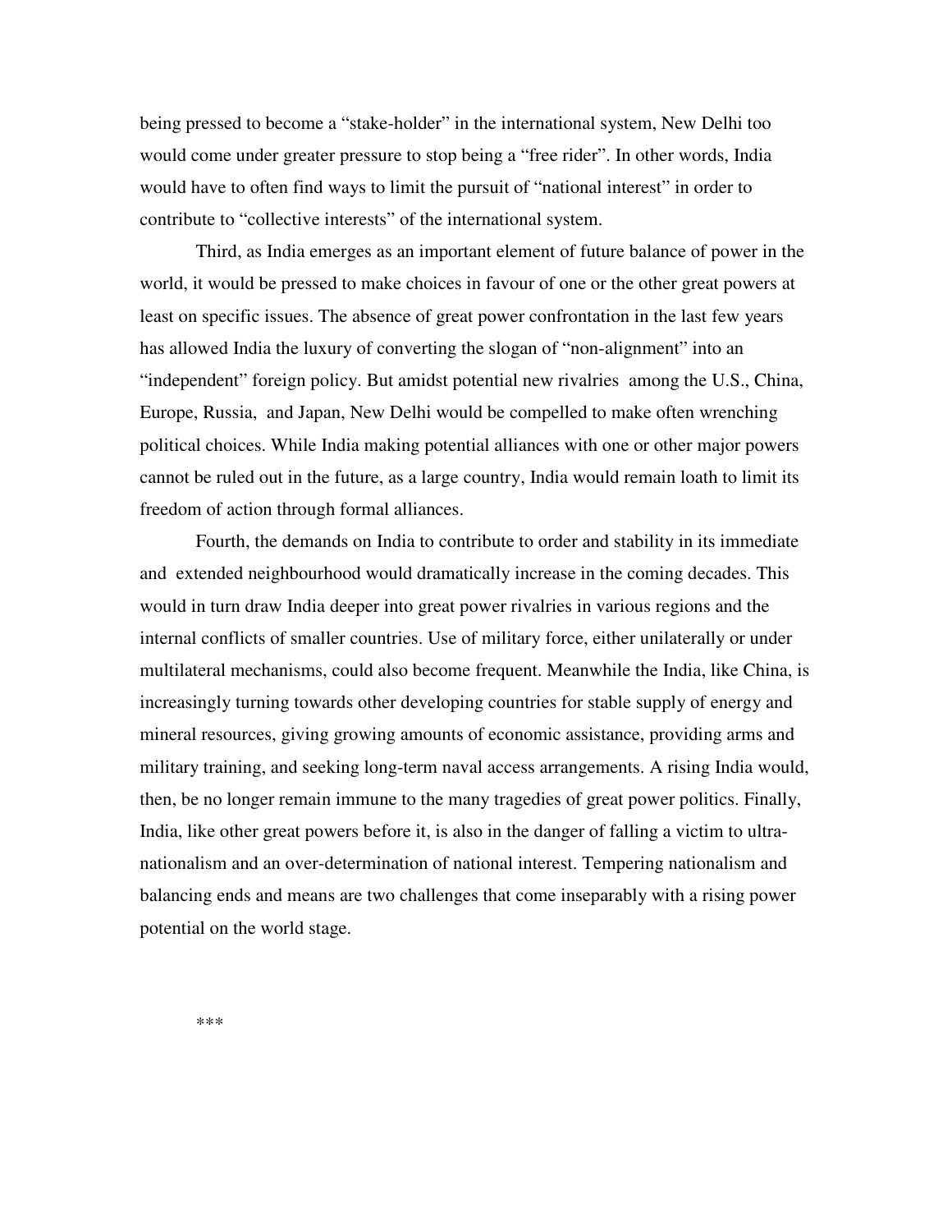being pressed to become a "stake-holder" in the international system, New Delhi too would come under greater pressure to stop being a "free rider". In other words, India would have to often find ways to limit the pursuit of "national interest" in order to contribute to "collective interests" of the international system.

Third, as India emerges as an important element of future balance of power in the world, it would be pressed to make choices in favour of one or the other great powers at least on specific issues. The absence of great power confrontation in the last few years has allowed India the luxury of converting the slogan of "non-alignment" into an "independent" foreign policy. But amidst potential new rivalries among the U.S., China, Europe, Russia, and Japan, New Delhi would be compelled to make often wrenching political choices. While India making potential alliances with one or other major powers cannot be ruled out in the future, as a large country, India would remain loath to limit its freedom of action through formal alliances.

Fourth, the demands on India to contribute to order and stability in its immediate and extended neighbourhood would dramatically increase in the coming decades. This would in turn draw India deeper into great power rivalries in various regions and the internal conflicts of smaller countries. Use of military force, either unilaterally or under multilateral mechanisms, could also become frequent. Meanwhile the India, like China, is increasingly turning towards other developing countries for stable supply of energy and mineral resources, giving growing amounts of economic assistance, providing arms and military training, and seeking long-term naval access arrangements. A rising India would, then, be no longer remain immune to the many tragedies of great power politics. Finally, India, like other great powers before it, is also in the danger of falling a victim to ultra-nationalism and an over-determination of national interest. Tempering nationalism and balancing ends and means are two challenges that come inseparably with a rising power potential on the world stage.

***